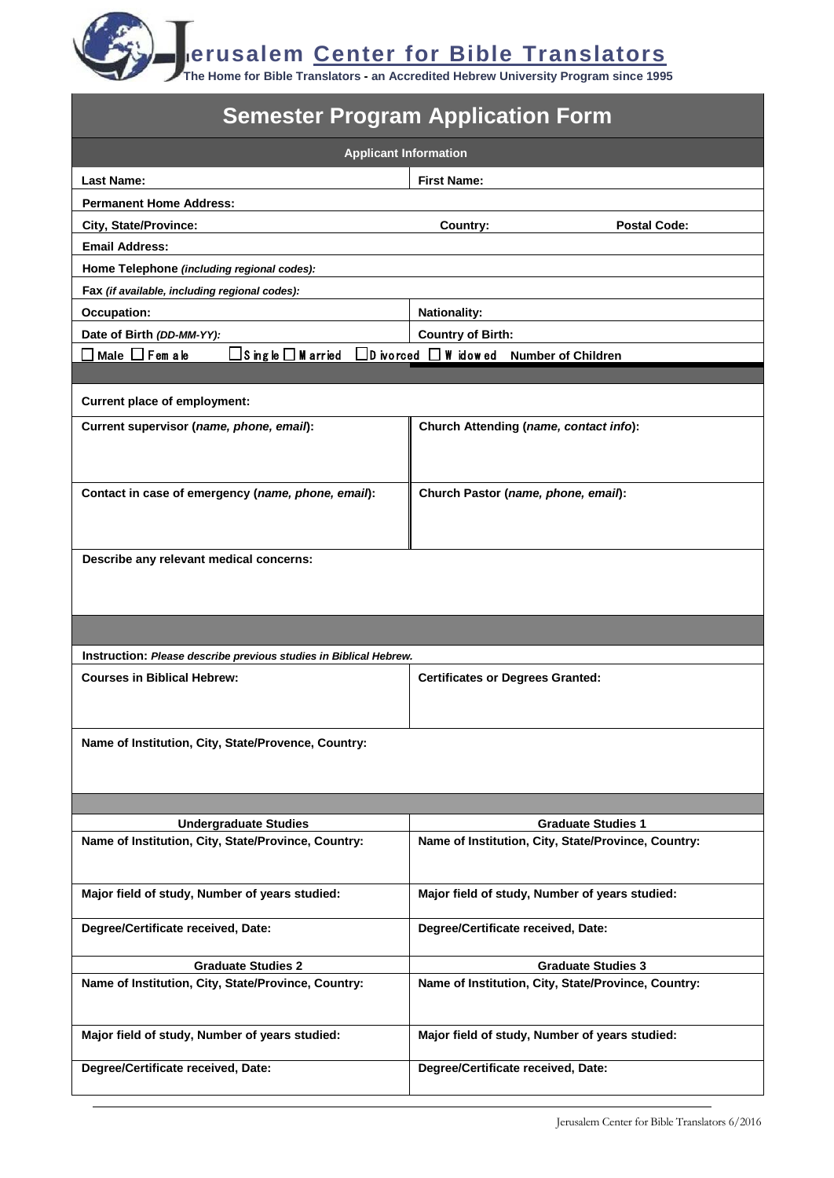# Jerusalem Center for Bible Translators

**The Home for Bible Translators - an Accredited Hebrew University Program since 1995**

## Semester Program Application Form

### Applicant Information

| | |
|---|---|
| **Last Name:** | **First Name:** |
| **Permanent Home Address:** | |
| **City, State/Province:** | **Country:** **Postal Code:** |
| **Email Address:** | |
| **Home Telephone** *(including regional codes):* | |
| **Fax** *(if available, including regional codes):* | |
| **Occupation:** | **Nationality:** |
| **Date of Birth** *(DD-MM-YY):* | **Country of Birth:** |
| ☐ Male ☐ Female ☐ Single ☐ Married | ☐ Divorced ☐ Widowed **Number of Children** |

| | |
|---|---|
| **Current place of employment:** | |
| **Current supervisor (*name, phone, email*):** | **Church Attending (*name, contact info*):** |
| **Contact in case of emergency (*name, phone, email*):** | **Church Pastor (*name, phone, email*):** |
| **Describe any relevant medical concerns:** | |

**Instruction:** *Please describe previous studies in Biblical Hebrew.*

| | |
|---|---|
| **Courses in Biblical Hebrew:** | **Certificates or Degrees Granted:** |
| **Name of Institution, City, State/Provence, Country:** | |

| **Undergraduate Studies** | **Graduate Studies 1** |
|---|---|
| **Name of Institution, City, State/Province, Country:** | **Name of Institution, City, State/Province, Country:** |
| **Major field of study, Number of years studied:** | **Major field of study, Number of years studied:** |
| **Degree/Certificate received, Date:** | **Degree/Certificate received, Date:** |

| **Graduate Studies 2** | **Graduate Studies 3** |
|---|---|
| **Name of Institution, City, State/Province, Country:** | **Name of Institution, City, State/Province, Country:** |
| **Major field of study, Number of years studied:** | **Major field of study, Number of years studied:** |
| **Degree/Certificate received, Date:** | **Degree/Certificate received, Date:** |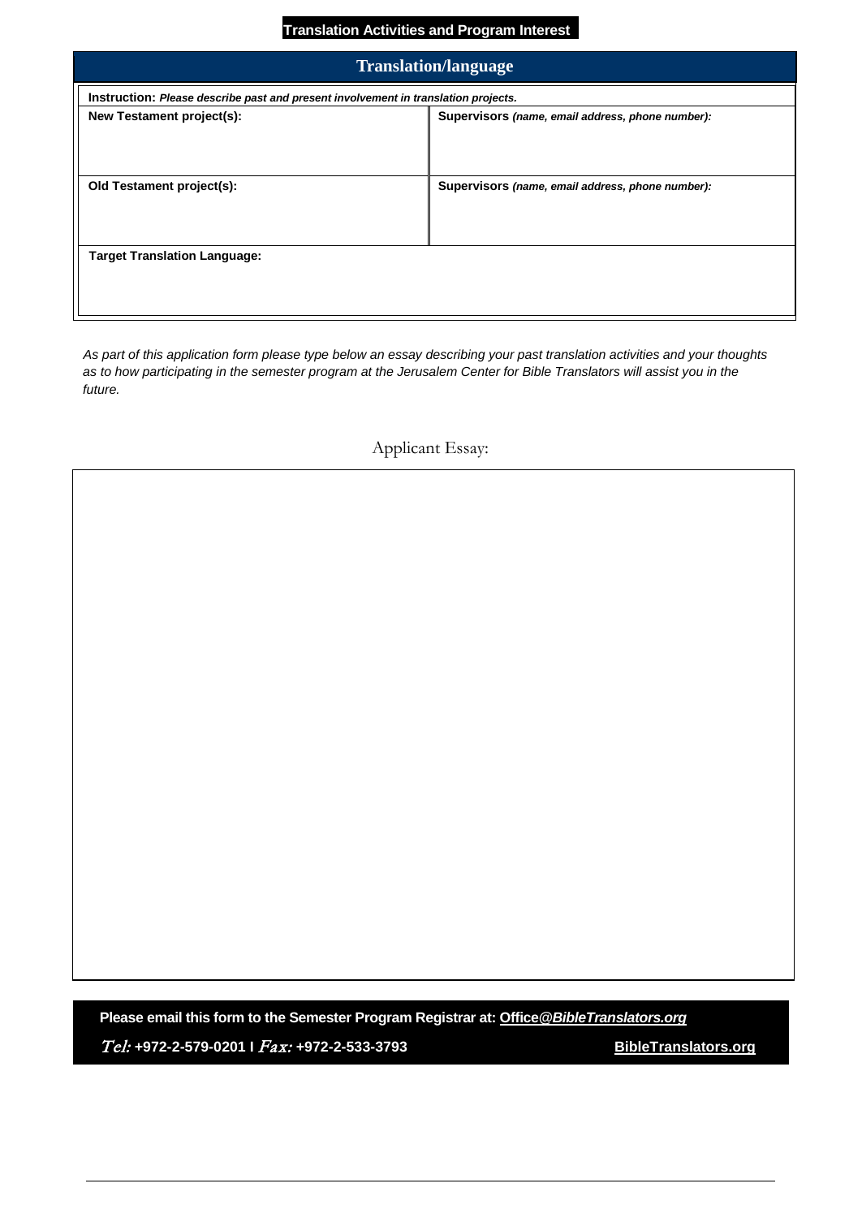**Translation Activities and Program Interest**

## Translation/language

**Instruction:** ***Please describe past and present involvement in translation projects.***

| | |
|---|---|
| **New Testament project(s):** | **Supervisors** ***(name, email address, phone number):*** |
| **Old Testament project(s):** | **Supervisors** ***(name, email address, phone number):*** |
| **Target Translation Language:** | |

*As part of this application form please type below an essay describing your past translation activities and your thoughts as to how participating in the semester program at the Jerusalem Center for Bible Translators will assist you in the future.*

Applicant Essay:

**Please email this form to the Semester Program Registrar at: Office@*BibleTranslators.org***

*Tel:* **+972-2-579-0201 I** *Fax:* **+972-2-533-3793** **BibleTranslators.org**